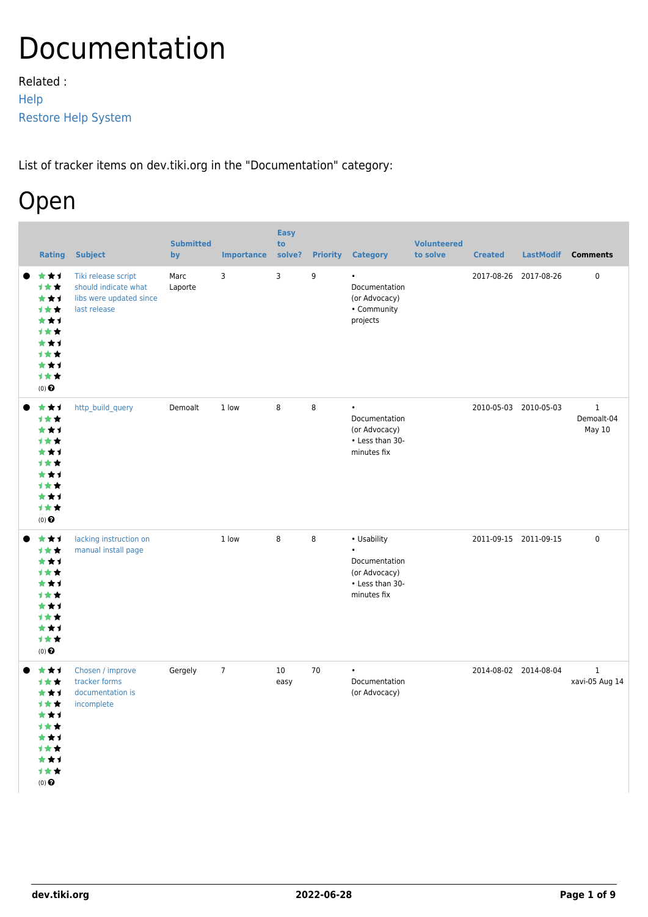# Documentation

Related :
Help
Restore Help System

List of tracker items on dev.tiki.org in the "Documentation" category:

## Open

| Rating | Subject | Submitted by | Importance | Easy to solve? | Priority | Category | Volunteered to solve | Created | LastModif | Comments |
|---|---|---|---|---|---|---|---|---|---|---|
| (0) | Tiki release script should indicate what libs were updated since last release | Marc Laporte | 3 | 3 | 9 | • Documentation (or Advocacy) • Community projects | | 2017-08-26 | 2017-08-26 | 0 |
| (0) | http_build_query | Demoalt | 1 low | 8 | 8 | • Documentation (or Advocacy) • Less than 30-minutes fix | | 2010-05-03 | 2010-05-03 | 1 Demoalt-04 May 10 |
| (0) | lacking instruction on manual install page | | 1 low | 8 | 8 | • Usability • Documentation (or Advocacy) • Less than 30-minutes fix | | 2011-09-15 | 2011-09-15 | 0 |
| (0) | Chosen / improve tracker forms documentation is incomplete | Gergely | 7 | 10 easy | 70 | • Documentation (or Advocacy) | | 2014-08-02 | 2014-08-04 | 1 xavi-05 Aug 14 |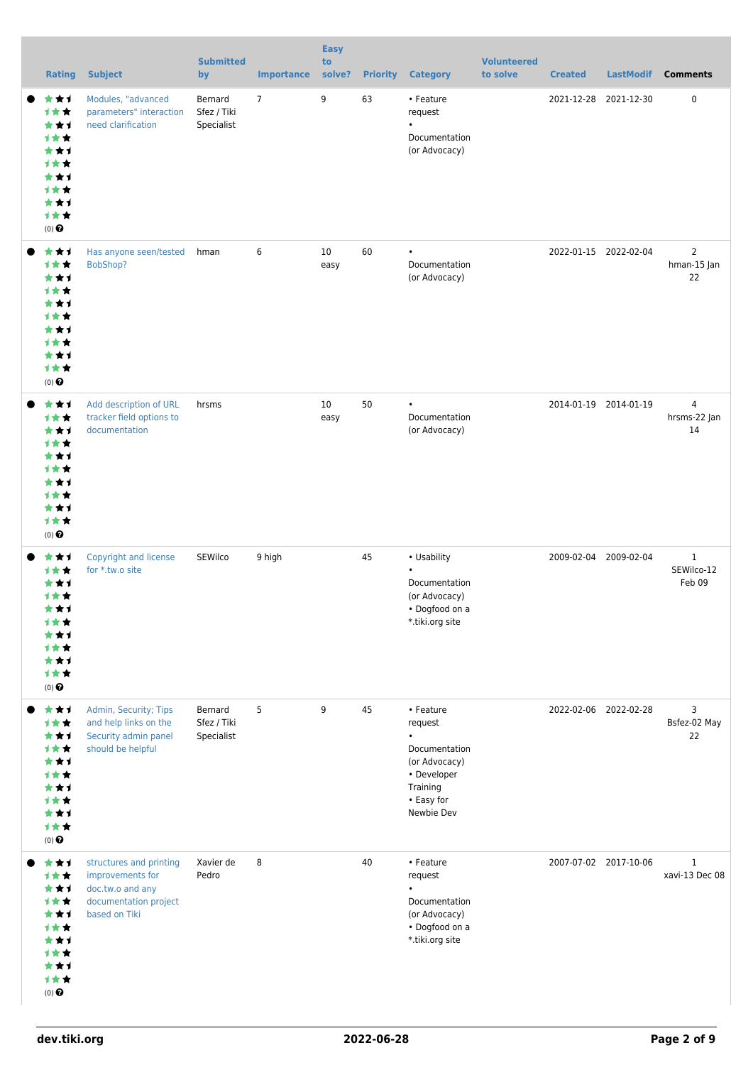| Rating | Subject | Submitted by | Importance | Easy to solve? | Priority | Category | Volunteered to solve | Created | LastModif | Comments |
|---|---|---|---|---|---|---|---|---|---|---|
| (0) | Modules, "advanced parameters" interaction need clarification | Bernard Sfez / Tiki Specialist | 7 | 9 | 63 | • Feature request • Documentation (or Advocacy) | | 2021-12-28 | 2021-12-30 | 0 |
| (0) | Has anyone seen/tested BobShop? | hman | 6 | 10 easy | 60 | • Documentation (or Advocacy) | | 2022-01-15 | 2022-02-04 | 2 hman-15 Jan 22 |
| (0) | Add description of URL tracker field options to documentation | hrsms | | 10 easy | 50 | • Documentation (or Advocacy) | | 2014-01-19 | 2014-01-19 | 4 hrsms-22 Jan 14 |
| (0) | Copyright and license for *.tw.o site | SEWilco | 9 high | | 45 | • Usability • Documentation (or Advocacy) • Dogfood on a *.tiki.org site | | 2009-02-04 | 2009-02-04 | 1 SEWilco-12 Feb 09 |
| (0) | Admin, Security; Tips and help links on the Security admin panel should be helpful | Bernard Sfez / Tiki Specialist | 5 | 9 | 45 | • Feature request • Documentation (or Advocacy) • Developer Training • Easy for Newbie Dev | | 2022-02-06 | 2022-02-28 | 3 Bsfez-02 May 22 |
| (0) | structures and printing improvements for doc.tw.o and any documentation project based on Tiki | Xavier de Pedro | 8 | | 40 | • Feature request • Documentation (or Advocacy) • Dogfood on a *.tiki.org site | | 2007-07-02 | 2017-10-06 | 1 xavi-13 Dec 08 |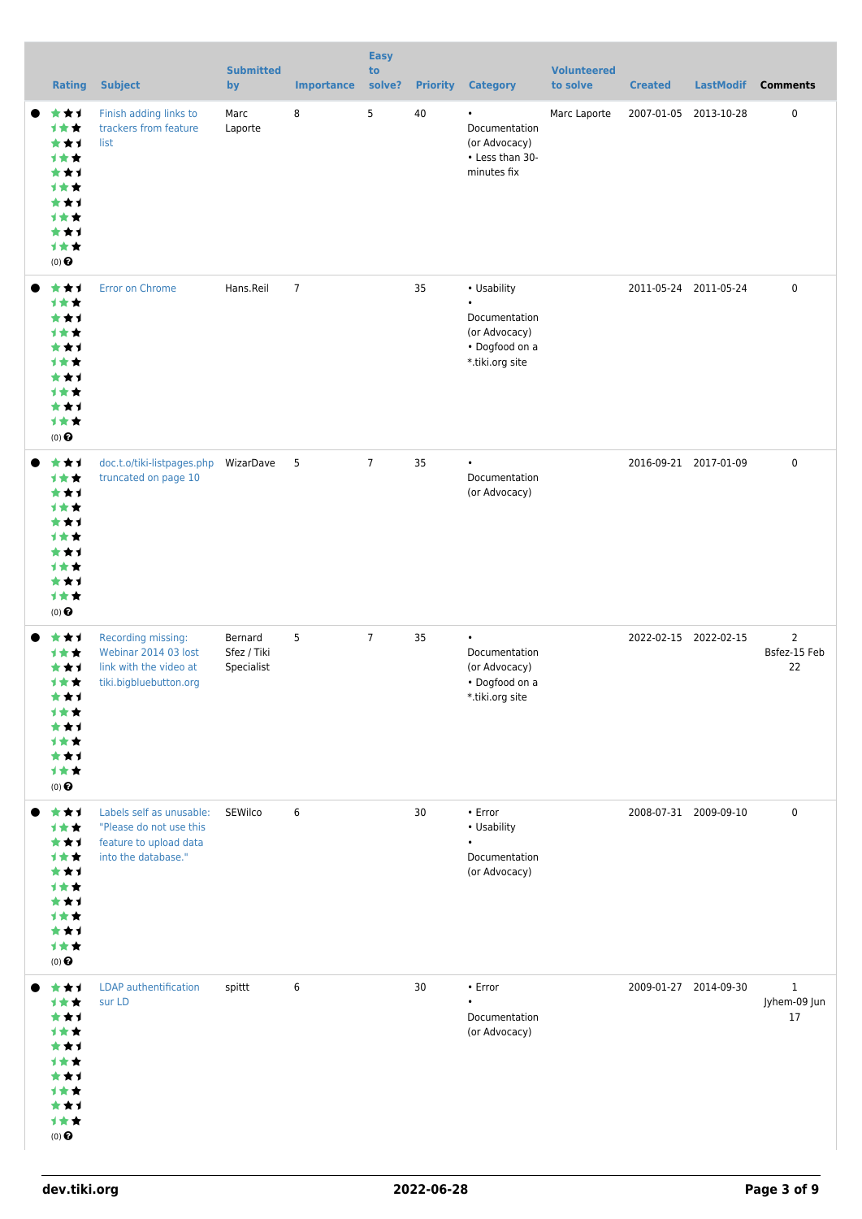|  | Rating | Subject | Submitted by | Importance | Easy to solve? | Priority | Category | Volunteered to solve | Created | LastModif | Comments |
|---|---|---|---|---|---|---|---|---|---|---|---|
| ● | (0) | Finish adding links to trackers from feature list | Marc Laporte | 8 | 5 | 40 | • Documentation (or Advocacy) • Less than 30-minutes fix | Marc Laporte | 2007-01-05 | 2013-10-28 | 0 |
| ● | (0) | Error on Chrome | Hans.Reil | 7 |  | 35 | • Usability • Documentation (or Advocacy) • Dogfood on a *.tiki.org site |  | 2011-05-24 | 2011-05-24 | 0 |
| ● | (0) | doc.t.o/tiki-listpages.php truncated on page 10 | WizarDave | 5 | 7 | 35 | • Documentation (or Advocacy) |  | 2016-09-21 | 2017-01-09 | 0 |
| ● | (0) | Recording missing: Webinar 2014 03 lost link with the video at tiki.bigbluebutton.org | Bernard Sfez / Tiki Specialist | 5 | 7 | 35 | • Documentation (or Advocacy) • Dogfood on a *.tiki.org site |  | 2022-02-15 | 2022-02-15 | 2 Bsfez-15 Feb 22 |
| ● | (0) | Labels self as unusable: "Please do not use this feature to upload data into the database." | SEWilco | 6 |  | 30 | • Error • Usability • Documentation (or Advocacy) |  | 2008-07-31 | 2009-09-10 | 0 |
| ● | (0) | LDAP authentification sur LD | spittt | 6 |  | 30 | • Error • Documentation (or Advocacy) |  | 2009-01-27 | 2014-09-30 | 1 Jyhem-09 Jun 17 |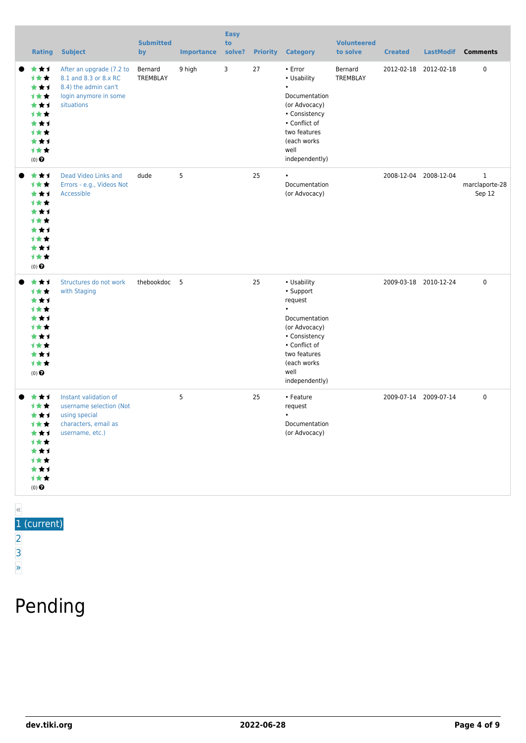| | Rating | Subject | Submitted by | Importance | Easy to solve? | Priority | Category | Volunteered to solve | Created | LastModif | Comments |
|---|---|---|---|---|---|---|---|---|---|---|---|
| ● | (0) | After an upgrade (7.2 to 8.1 and 8.3 or 8.x RC 8.4) the admin can't login anymore in some situations | Bernard TREMBLAY | 9 high | 3 | 27 | • Error • Usability • Documentation (or Advocacy) • Consistency • Conflict of two features (each works well independently) | Bernard TREMBLAY | 2012-02-18 | 2012-02-18 | 0 |
| ● | (0) | Dead Video Links and Errors - e.g., Videos Not Accessible | dude | 5 | | 25 | • Documentation (or Advocacy) | | 2008-12-04 | 2008-12-04 | 1 marclaporte-28 Sep 12 |
| ● | (0) | Structures do not work with Staging | thebookdoc | 5 | | 25 | • Usability • Support request • Documentation (or Advocacy) • Consistency • Conflict of two features (each works well independently) | | 2009-03-18 | 2010-12-24 | 0 |
| ● | (0) | Instant validation of username selection (Not using special characters, email as username, etc.) | | 5 | | 25 | • Feature request • Documentation (or Advocacy) | | 2009-07-14 | 2009-07-14 | 0 |

«
1 (current)
2
3
»

# Pending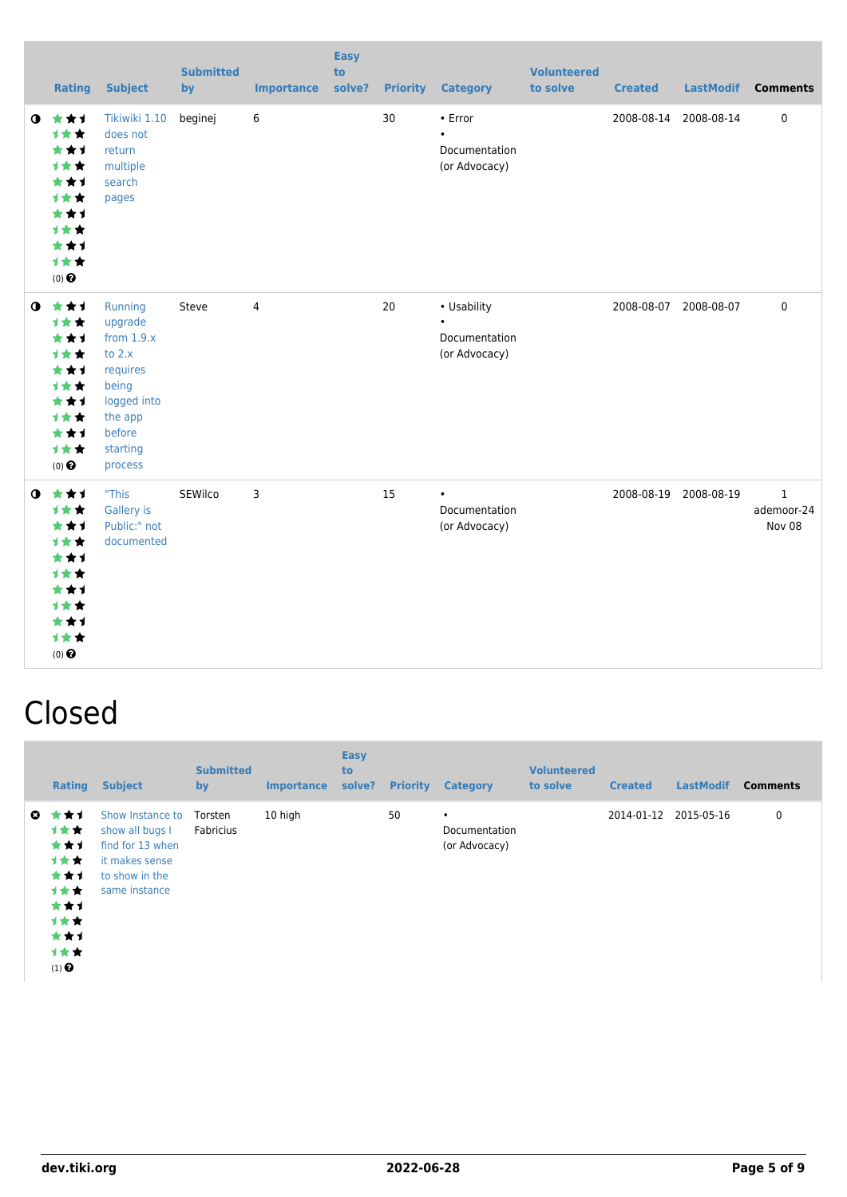| | Rating | Subject | Submitted by | Importance | Easy to solve? | Priority | Category | Volunteered to solve | Created | LastModif | Comments |
|---|---|---|---|---|---|---|---|---|---|---|---|
| ◑ | (0) | Tikiwiki 1.10 does not return multiple search pages | beginej | 6 | | 30 | • Error<br>• Documentation (or Advocacy) | | 2008-08-14 | 2008-08-14 | 0 |
| ◑ | (0) | Running upgrade from 1.9.x to 2.x requires being logged into the app before starting process | Steve | 4 | | 20 | • Usability<br>• Documentation (or Advocacy) | | 2008-08-07 | 2008-08-07 | 0 |
| ◑ | (0) | "This Gallery is Public:" not documented | SEWilco | 3 | | 15 | • Documentation (or Advocacy) | | 2008-08-19 | 2008-08-19 | 1 ademoor-24 Nov 08 |

# Closed

| | Rating | Subject | Submitted by | Importance | Easy to solve? | Priority | Category | Volunteered to solve | Created | LastModif | Comments |
|---|---|---|---|---|---|---|---|---|---|---|---|
| ✖ | (1) | Show Instance to show all bugs I find for 13 when it makes sense to show in the same instance | Torsten Fabricius | 10 high | | 50 | • Documentation (or Advocacy) | | 2014-01-12 | 2015-05-16 | 0 |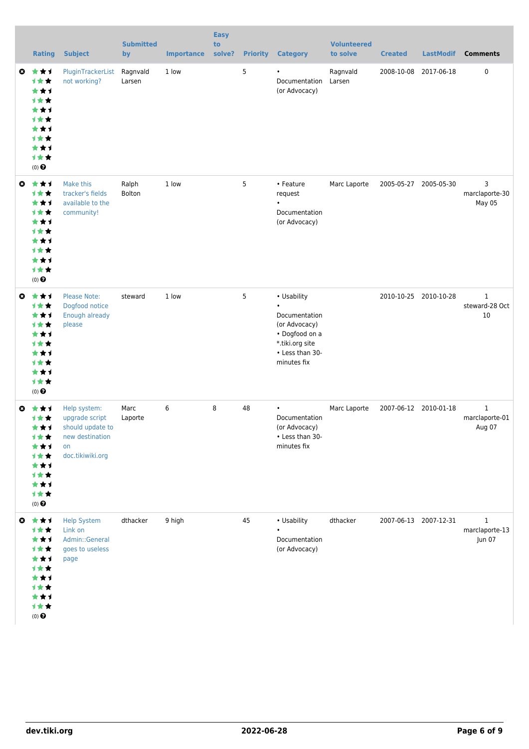| | Rating | Subject | Submitted by | Importance | Easy to solve? | Priority | Category | Volunteered to solve | Created | LastModif | Comments |
|---|---|---|---|---|---|---|---|---|---|---|---|
| ✖ | (0) | PluginTrackerList not working? | Ragnvald Larsen | 1 low | | 5 | • Documentation (or Advocacy) | Ragnvald Larsen | 2008-10-08 | 2017-06-18 | 0 |
| ✖ | (0) | Make this tracker's fields available to the community! | Ralph Bolton | 1 low | | 5 | • Feature request • Documentation (or Advocacy) | Marc Laporte | 2005-05-27 | 2005-05-30 | 3 marclaporte-30 May 05 |
| ✖ | (0) | Please Note: Dogfood notice Enough already please | steward | 1 low | | 5 | • Usability • Documentation (or Advocacy) • Dogfood on a *.tiki.org site • Less than 30-minutes fix | | 2010-10-25 | 2010-10-28 | 1 steward-28 Oct 10 |
| ✖ | (0) | Help system: upgrade script should update to new destination on doc.tikiwiki.org | Marc Laporte | 6 | 8 | 48 | • Documentation (or Advocacy) • Less than 30-minutes fix | Marc Laporte | 2007-06-12 | 2010-01-18 | 1 marclaporte-01 Aug 07 |
| ✖ | (0) | Help System Link on Admin::General goes to useless page | dthacker | 9 high | | 45 | • Usability • Documentation (or Advocacy) | dthacker | 2007-06-13 | 2007-12-31 | 1 marclaporte-13 Jun 07 |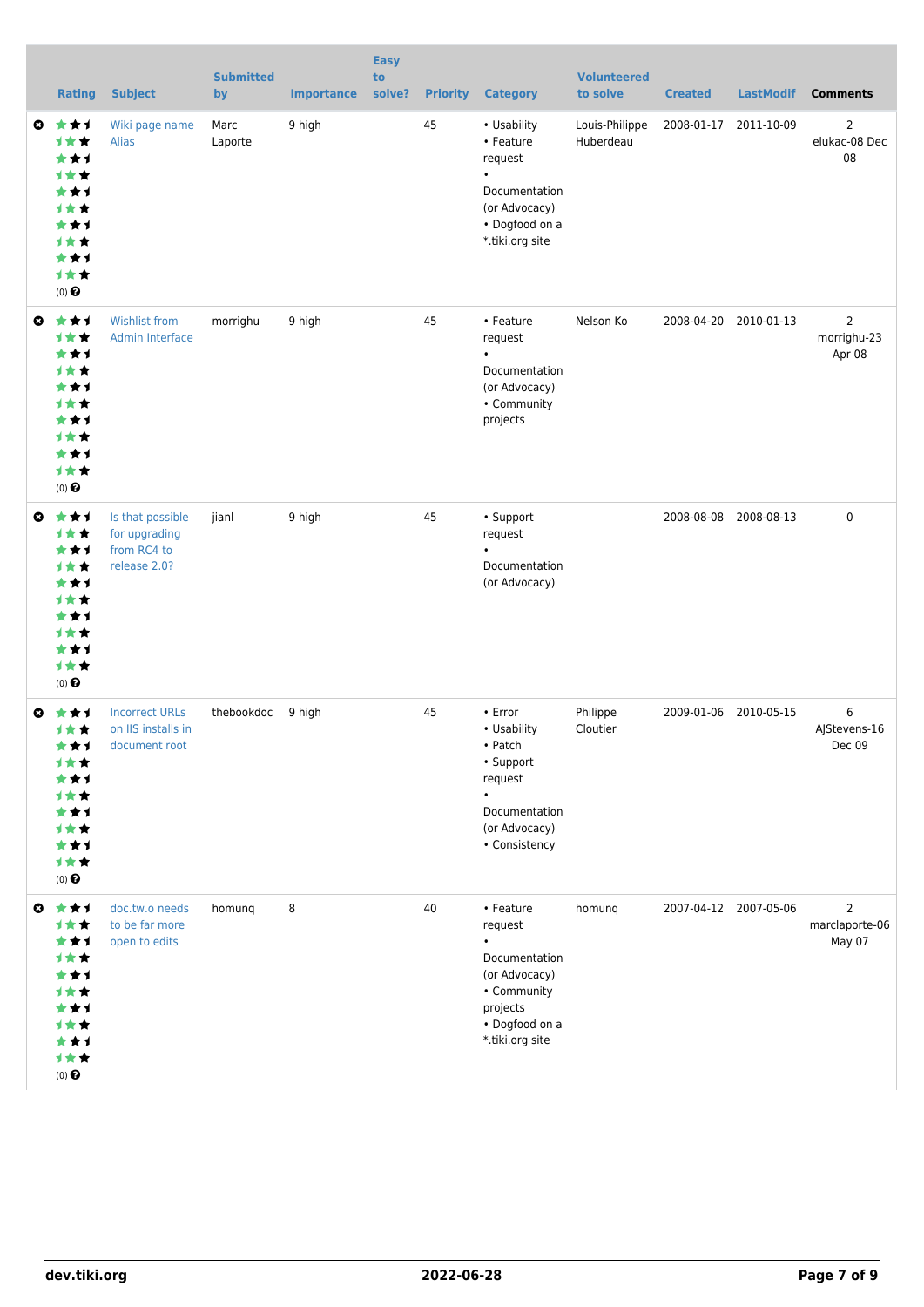| | Rating | Subject | Submitted by | Importance | Easy to solve? | Priority | Category | Volunteered to solve | Created | LastModif | Comments |
|---|---|---|---|---|---|---|---|---|---|---|---|
| | (0) | Wiki page name Alias | Marc Laporte | 9 high | | 45 | • Usability • Feature request • Documentation (or Advocacy) • Dogfood on a *.tiki.org site | Louis-Philippe Huberdeau | 2008-01-17 | 2011-10-09 | 2 elukac-08 Dec 08 |
| | (0) | Wishlist from Admin Interface | morrighu | 9 high | | 45 | • Feature request • Documentation (or Advocacy) • Community projects | Nelson Ko | 2008-04-20 | 2010-01-13 | 2 morrighu-23 Apr 08 |
| | (0) | Is that possible for upgrading from RC4 to release 2.0? | jianl | 9 high | | 45 | • Support request • Documentation (or Advocacy) | | 2008-08-08 | 2008-08-13 | 0 |
| | (0) | Incorrect URLs on IIS installs in document root | thebookdoc | 9 high | | 45 | • Error • Usability • Patch • Support request • Documentation (or Advocacy) • Consistency | Philippe Cloutier | 2009-01-06 | 2010-05-15 | 6 AJStevens-16 Dec 09 |
| | (0) | doc.tw.o needs to be far more open to edits | homunq | 8 | | 40 | • Feature request • Documentation (or Advocacy) • Community projects • Dogfood on a *.tiki.org site | homunq | 2007-04-12 | 2007-05-06 | 2 marclaporte-06 May 07 |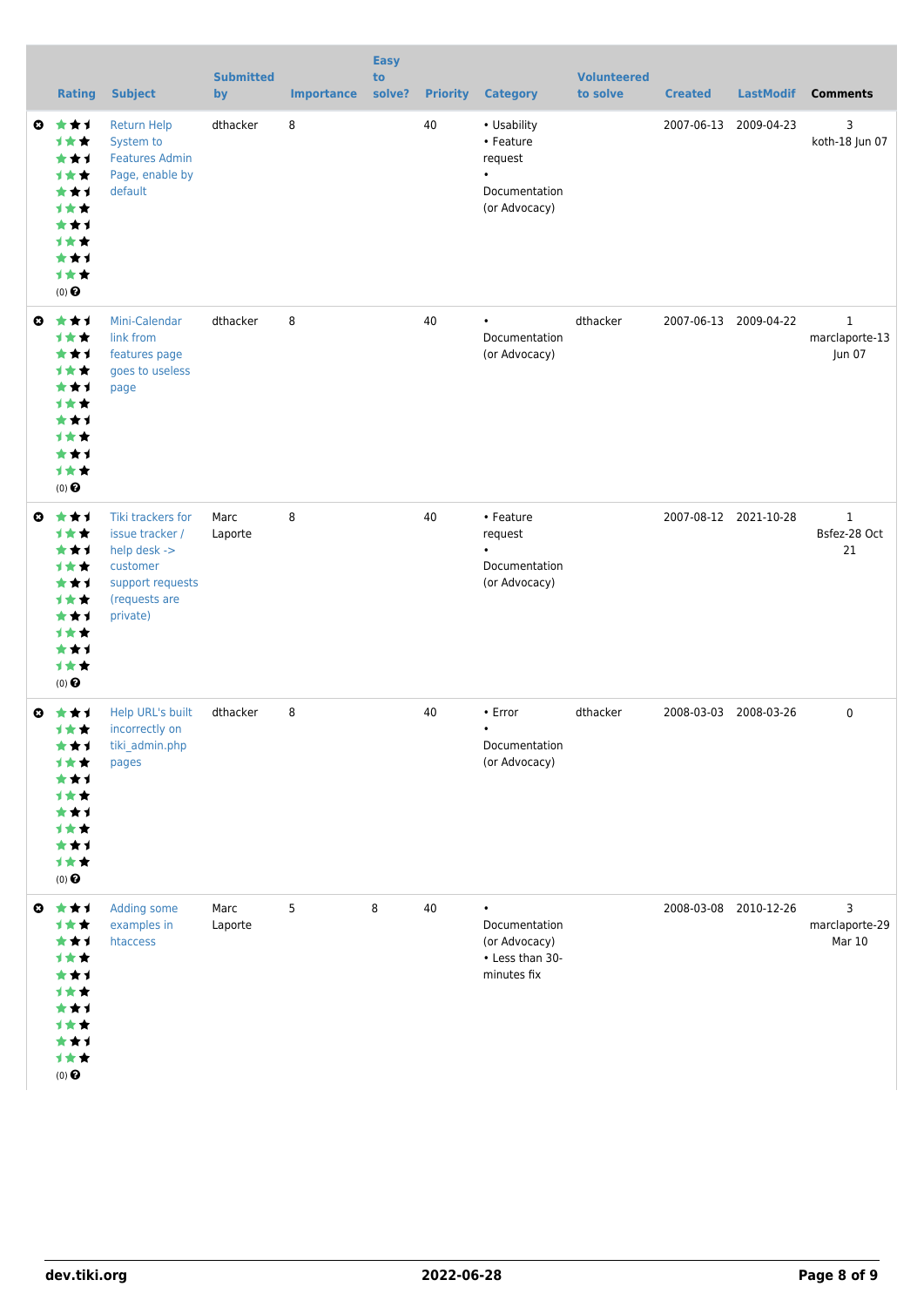| | Rating | Subject | Submitted by | Importance | Easy to solve? | Priority | Category | Volunteered to solve | Created | LastModif | Comments |
|---|---|---|---|---|---|---|---|---|---|---|---|
| | (0) | Return Help System to Features Admin Page, enable by default | dthacker | 8 | | 40 | • Usability • Feature request • Documentation (or Advocacy) | | 2007-06-13 | 2009-04-23 | 3 koth-18 Jun 07 |
| | (0) | Mini-Calendar link from features page goes to useless page | dthacker | 8 | | 40 | • Documentation (or Advocacy) | dthacker | 2007-06-13 | 2009-04-22 | 1 marclaporte-13 Jun 07 |
| | (0) | Tiki trackers for issue tracker / help desk -> customer support requests (requests are private) | Marc Laporte | 8 | | 40 | • Feature request • Documentation (or Advocacy) | | 2007-08-12 | 2021-10-28 | 1 Bsfez-28 Oct 21 |
| | (0) | Help URL's built incorrectly on tiki_admin.php pages | dthacker | 8 | | 40 | • Error • Documentation (or Advocacy) | dthacker | 2008-03-03 | 2008-03-26 | 0 |
| | (0) | Adding some examples in htaccess | Marc Laporte | 5 | 8 | 40 | • Documentation (or Advocacy) • Less than 30-minutes fix | | 2008-03-08 | 2010-12-26 | 3 marclaporte-29 Mar 10 |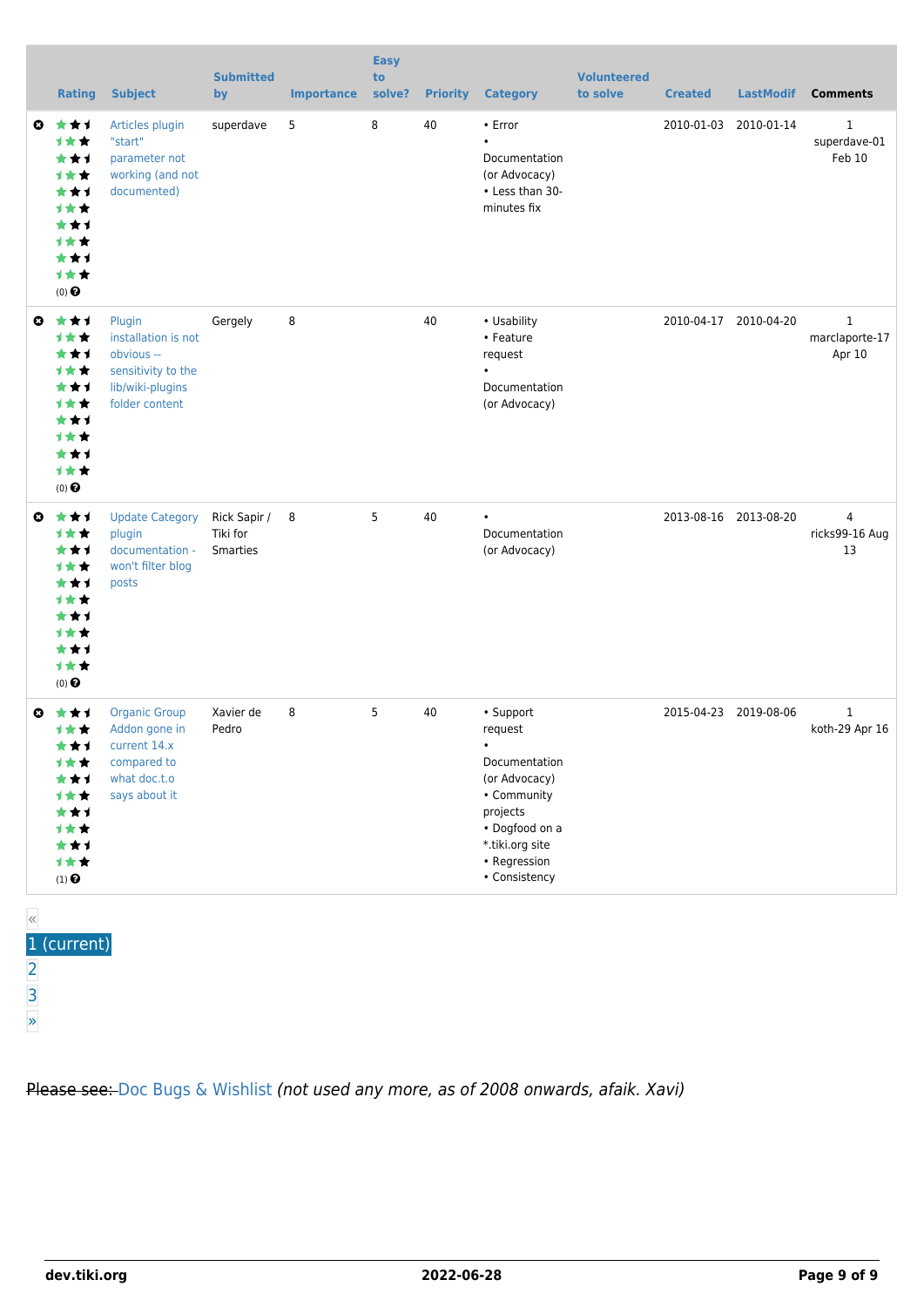| | Rating | Subject | Submitted by | Importance | Easy to solve? | Priority | Category | Volunteered to solve | Created | LastModif | Comments |
|---|---|---|---|---|---|---|---|---|---|---|---|
| | (0) | Articles plugin "start" parameter not working (and not documented) | superdave | 5 | 8 | 40 | • Error • Documentation (or Advocacy) • Less than 30-minutes fix | | 2010-01-03 | 2010-01-14 | 1 superdave-01 Feb 10 |
| | (0) | Plugin installation is not obvious -- sensitivity to the lib/wiki-plugins folder content | Gergely | 8 | | 40 | • Usability • Feature request • Documentation (or Advocacy) | | 2010-04-17 | 2010-04-20 | 1 marclaporte-17 Apr 10 |
| | (0) | Update Category plugin documentation - won't filter blog posts | Rick Sapir / Tiki for Smarties | 8 | 5 | 40 | • Documentation (or Advocacy) | | 2013-08-16 | 2013-08-20 | 4 ricks99-16 Aug 13 |
| | (1) | Organic Group Addon gone in current 14.x compared to what doc.t.o says about it | Xavier de Pedro | 8 | 5 | 40 | • Support request • Documentation (or Advocacy) • Community projects • Dogfood on a *.tiki.org site • Regression • Consistency | | 2015-04-23 | 2019-08-06 | 1 koth-29 Apr 16 |

«
1 (current)
2
3
»

~~Please see:~~ Doc Bugs & Wishlist *(not used any more, as of 2008 onwards, afaik. Xavi)*